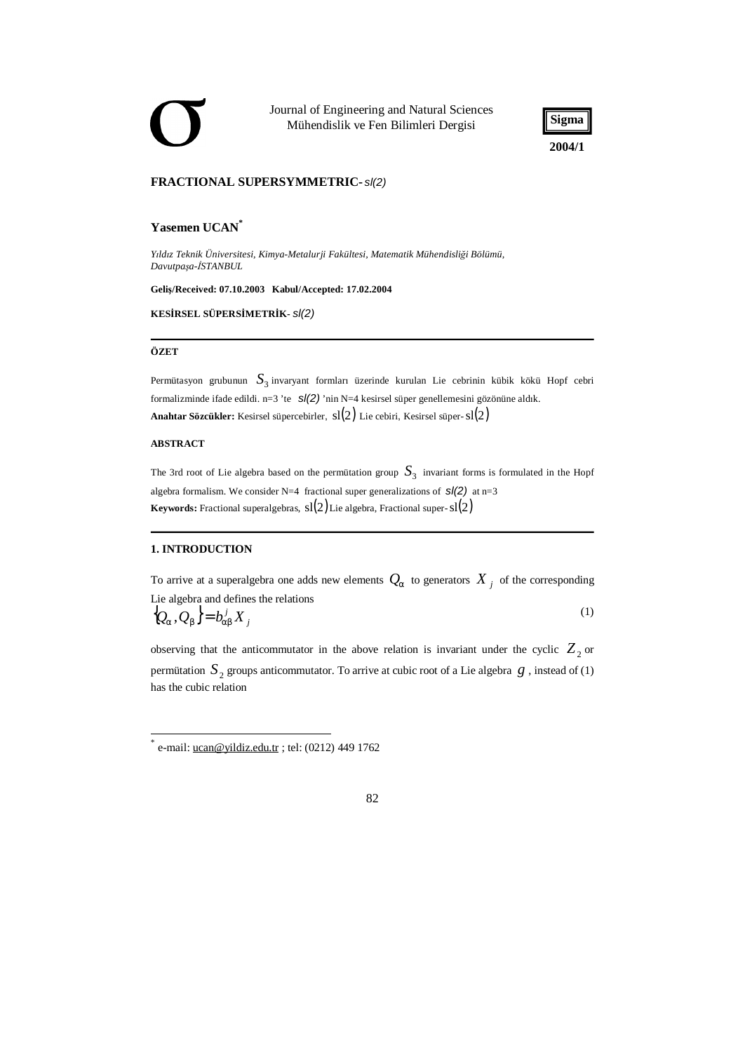Journal of Engineering and Natural Sciences
Mühendislik ve Fen Bilimleri Dergisi

**Sigma**
**2004/1**

# FRACTIONAL SUPERSYMMETRIC-*sl(2)*

**Yasemen UCAN**[*]

*Yıldız Teknik Üniversitesi, Kimya-Metalurji Fakültesi, Matematik Mühendisliği Bölümü, Davutpaşa-İSTANBUL*

**Geliş/Received: 07.10.2003 Kabul/Accepted: 17.02.2004**

**KESİRSEL SÜPERSİMETRİK-** *sl(2)*

### ÖZET

Permütasyon grubunun $S_3$ invaryant formları üzerinde kurulan Lie cebrinin kübik kökü Hopf cebri formalizminde ifade edildi. n=3 'te *sl(2)* 'nin N=4 kesirsel süper genellemesini gözönüne aldık.
**Anahtar Sözcükler:** Kesirsel süpercebirler, $\mathrm{sl}(2)$ Lie cebiri, Kesirsel süper-$\mathrm{sl}(2)$

### ABSTRACT

The 3rd root of Lie algebra based on the permütation group $S_3$ invariant forms is formulated in the Hopf algebra formalism. We consider N=4 fractional super generalizations of *sl(2)* at n=3
**Keywords:** Fractional superalgebras, $\mathrm{sl}(2)$ Lie algebra, Fractional super-$\mathrm{sl}(2)$

## 1. INTRODUCTION

To arrive at a superalgebra one adds new elements $Q_\alpha$ to generators $X_j$ of the corresponding Lie algebra and defines the relations

$$\{Q_\alpha, Q_\beta\} = b^j_{\alpha\beta} X_j \tag{1}$$

observing that the anticommutator in the above relation is invariant under the cyclic $Z_2$ or permütation $S_2$ groups anticommutator. To arrive at cubic root of a Lie algebra $g$, instead of (1) has the cubic relation

[*] e-mail: ucan@yildiz.edu.tr ; tel: (0212) 449 1762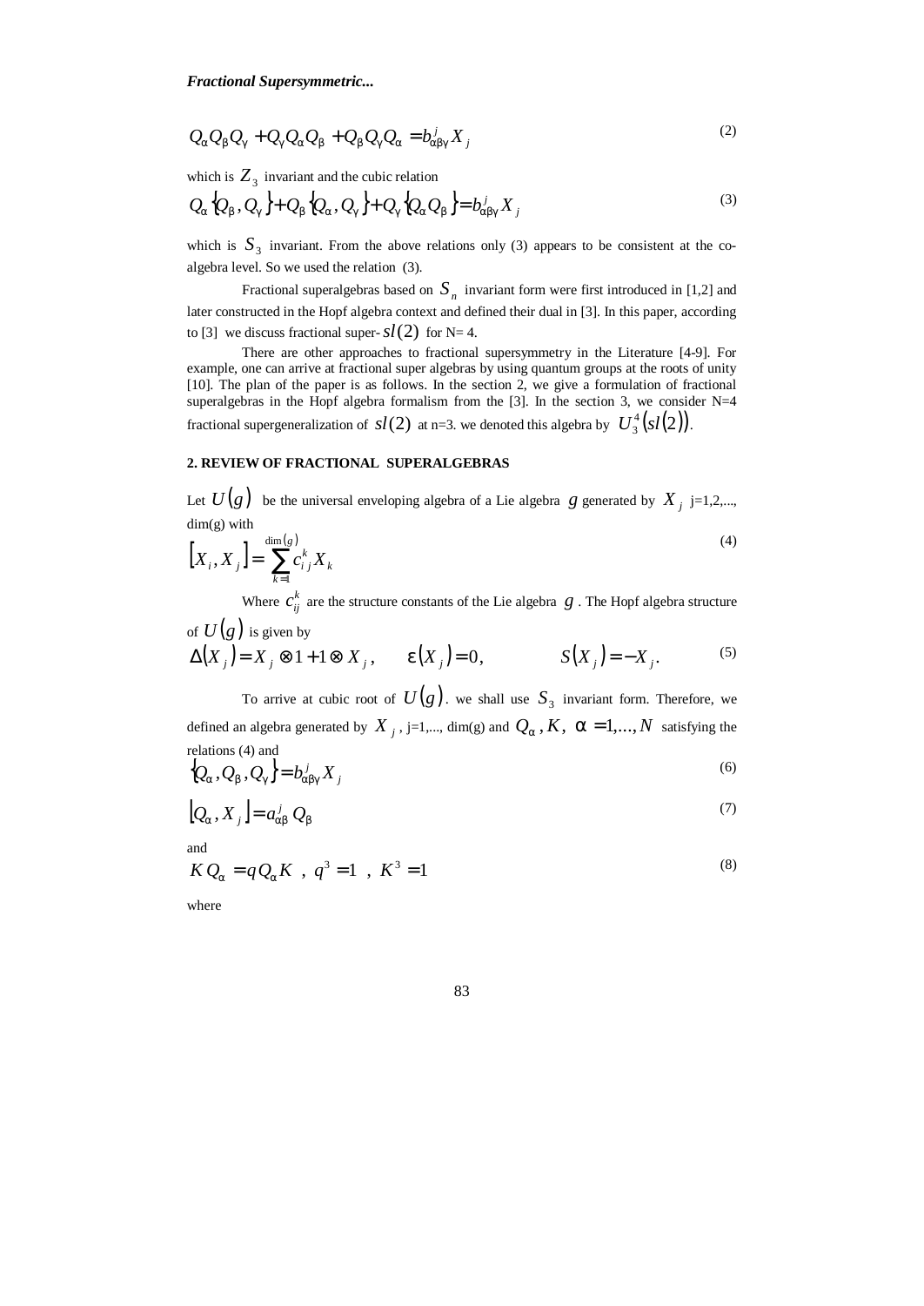$$Q_\alpha Q_\beta Q_\gamma + Q_\gamma Q_\alpha Q_\beta + Q_\beta Q_\gamma Q_\alpha = b^j_{\alpha\beta\gamma} X_j \tag{2}$$

which is $Z_3$ invariant and the cubic relation

$$Q_\alpha \{Q_\beta, Q_\gamma\} + Q_\beta \{Q_\alpha, Q_\gamma\} + Q_\gamma \{Q_\alpha Q_\beta\} = b^j_{\alpha\beta\gamma} X_j \tag{3}$$

which is $S_3$ invariant. From the above relations only (3) appears to be consistent at the co-algebra level. So we used the relation (3).

Fractional superalgebras based on $S_n$ invariant form were first introduced in [1,2] and later constructed in the Hopf algebra context and defined their dual in [3]. In this paper, according to [3] we discuss fractional super-$sl(2)$ for N= 4.

There are other approaches to fractional supersymmetry in the Literature [4-9]. For example, one can arrive at fractional super algebras by using quantum groups at the roots of unity [10]. The plan of the paper is as follows. In the section 2, we give a formulation of fractional superalgebras in the Hopf algebra formalism from the [3]. In the section 3, we consider N=4 fractional supergeneralization of $sl(2)$ at n=3. we denoted this algebra by $U_3^4(sl(2))$.

## 2. REVIEW OF FRACTIONAL SUPERALGEBRAS

Let $U(g)$ be the universal enveloping algebra of a Lie algebra $g$ generated by $X_j$ j=1,2,..., dim(g) with

$$[X_i, X_j] = \sum_{k=1}^{\dim(g)} c^k_{ij} X_k \tag{4}$$

Where $c^k_{ij}$ are the structure constants of the Lie algebra $g$. The Hopf algebra structure of $U(g)$ is given by

$$\Delta(X_j) = X_j \otimes 1 + 1 \otimes X_j, \qquad \varepsilon(X_j) = 0, \qquad S(X_j) = -X_j. \tag{5}$$

To arrive at cubic root of $U(g)$. we shall use $S_3$ invariant form. Therefore, we defined an algebra generated by $X_j$, j=1,..., dim(g) and $Q_\alpha, K,\ \alpha = 1,\ldots,N$ satisfying the relations (4) and

$$\{Q_\alpha, Q_\beta, Q_\gamma\} = b^j_{\alpha\beta\gamma} X_j \tag{6}$$

$$[Q_\alpha, X_j] = a^j_{\alpha\beta} Q_\beta \tag{7}$$

and

$$K Q_\alpha = q Q_\alpha K \ ,\ q^3 = 1 \ ,\ K^3 = 1 \tag{8}$$

where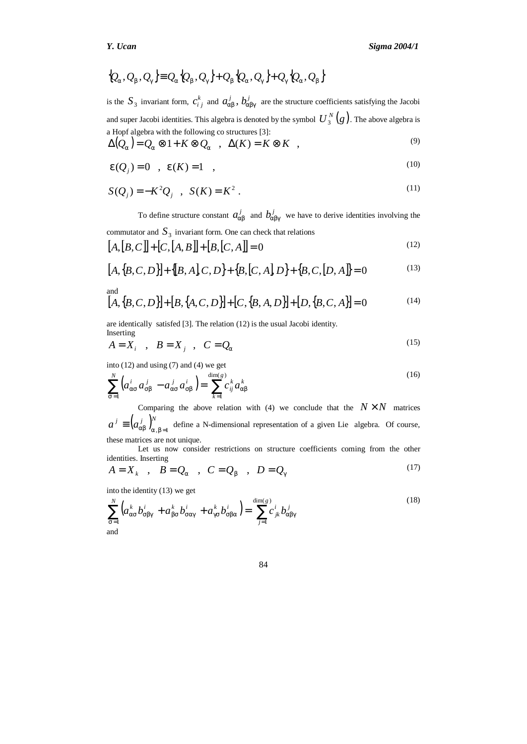$$\{Q_\alpha, Q_\beta, Q_\gamma\} \equiv Q_\alpha\{Q_\beta, Q_\gamma\} + Q_\beta\{Q_\alpha, Q_\gamma\} + Q_\gamma\{Q_\alpha, Q_\beta\}$$

is the $S_3$ invariant form, $c_{ij}^k$ and $a_{\alpha\beta}^j$, $b_{\alpha\beta\gamma}^j$ are the structure coefficients satisfying the Jacobi and super Jacobi identities. This algebra is denoted by the symbol $U_3^N(g)$. The above algebra is a Hopf algebra with the following co structures [3]:

$$\Delta(Q_\alpha) = Q_\alpha \otimes 1 + K \otimes Q_\alpha \quad , \quad \Delta(K) = K \otimes K \quad , \tag{9}$$

$$\varepsilon(Q_j) = 0 \quad , \quad \varepsilon(K) = 1 \quad , \tag{10}$$

$$S(Q_j) = -K^2 Q_j \quad , \quad S(K) = K^2 \ . \tag{11}$$

To define structure constant $a_{\alpha\beta}^j$ and $b_{\alpha\beta\gamma}^j$ we have to derive identities involving the commutator and $S_3$ invariant form. One can check that relations

$$[A,[B,C]] + [C,[A,B]] + [B,[C,A]] = 0 \tag{12}$$

$$[A,\{B,C,D\}] + \{[B,A],C,D\} + \{B,[C,A],D\} + \{B,C,[D,A]\} = 0 \tag{13}$$

and

$$[A,\{B,C,D\}] + [B,\{A,C,D\}] + [C,\{B,A,D\}] + [D,\{B,C,A\}] = 0 \tag{14}$$

are identically satisfed [3]. The relation (12) is the usual Jacobi identity. Inserting

$$A = X_i \quad , \quad B = X_j \quad , \quad C = Q_\alpha \tag{15}$$

into (12) and using (7) and (4) we get

$$\sum_{\sigma=1}^{N} \left( a_{\alpha\sigma}^i a_{\sigma\beta}^j - a_{\alpha\sigma}^j a_{\sigma\beta}^i \right) = \sum_{k=1}^{\dim(g)} c_{ij}^k a_{\alpha\beta}^k \tag{16}$$

Comparing the above relation with (4) we conclude that the $N \times N$ matrices $a^j \equiv \left(a_{\alpha\beta}^j\right)_{\alpha,\beta=1}^N$ define a N-dimensional representation of a given Lie algebra. Of course, these matrices are not unique.

Let us now consider restrictions on structure coefficients coming from the other identities. Inserting

$$A = X_k \quad , \quad B = Q_\alpha \quad , \quad C = Q_\beta \quad , \quad D = Q_\gamma \tag{17}$$

into the identity (13) we get

$$\sum_{\sigma=1}^{N} \left( a_{\alpha\sigma}^k b_{\sigma\beta\gamma}^i + a_{\beta\sigma}^k b_{\sigma\alpha\gamma}^i + a_{\gamma\sigma}^k b_{\sigma\beta\alpha}^i \right) = \sum_{j=1}^{\dim(g)} c_{jk}^i b_{\alpha\beta\gamma}^j \tag{18}$$

and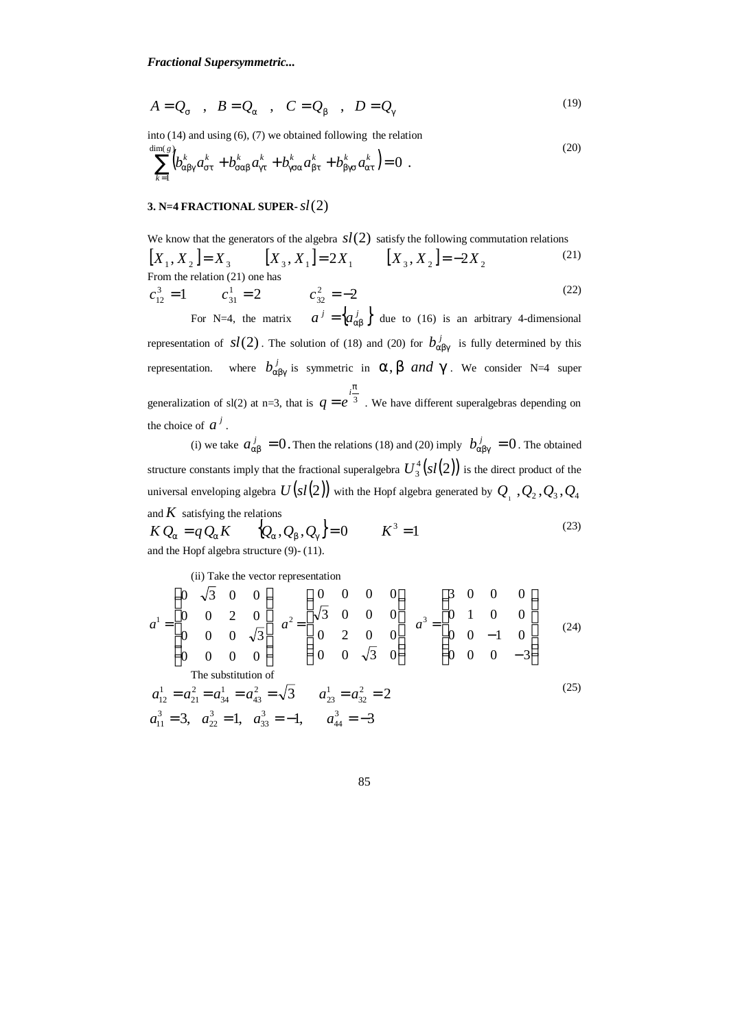$$A = Q_\sigma \quad , \quad B = Q_\alpha \quad , \quad C = Q_\beta \quad , \quad D = Q_\gamma \tag{19}$$

into (14) and using (6), (7) we obtained following the relation

$$\sum_{k=1}^{\dim(g)} \left( b^k_{\alpha\beta\gamma} a^k_{\sigma\tau} + b^k_{\sigma\alpha\beta} a^k_{\gamma\tau} + b^k_{\gamma\sigma\alpha} a^k_{\beta\tau} + b^k_{\beta\gamma\sigma} a^k_{\alpha\tau} \right) = 0 \ . \tag{20}$$

### 3. N=4 FRACTIONAL SUPER- $sl(2)$

We know that the generators of the algebra $sl(2)$ satisfy the following commutation relations

$$[X_1, X_2] = X_3 \qquad [X_3, X_1] = 2X_1 \qquad [X_3, X_2] = -2X_2 \tag{21}$$

From the relation (21) one has

$$c^3_{12} = 1 \qquad c^1_{31} = 2 \qquad c^2_{32} = -2 \tag{22}$$

For N=4, the matrix $a^j = \{a^j_{\alpha\beta}\}$ due to (16) is an arbitrary 4-dimensional representation of $sl(2)$. The solution of (18) and (20) for $b^j_{\alpha\beta\gamma}$ is fully determined by this representation. where $b^j_{\alpha\beta\gamma}$ is symmetric in $\alpha, \beta$ *and* $\gamma$. We consider N=4 super generalization of sl(2) at n=3, that is $q = e^{i\frac{\pi}{3}}$. We have different superalgebras depending on the choice of $a^j$.

(i) we take $a^j_{\alpha\beta} = 0$. Then the relations (18) and (20) imply $b^j_{\alpha\beta\gamma} = 0$. The obtained structure constants imply that the fractional superalgebra $U^4_3(sl(2))$ is the direct product of the universal enveloping algebra $U(sl(2))$ with the Hopf algebra generated by $Q_1, Q_2, Q_3, Q_4$ and $K$ satisfying the relations

$$K\,Q_\alpha = q\,Q_\alpha K \qquad \{Q_\alpha, Q_\beta, Q_\gamma\} = 0 \qquad K^3 = 1 \tag{23}$$

and the Hopf algebra structure (9)- (11).

(ii) Take the vector representation

$$a^1 = \begin{pmatrix} 0 & \sqrt{3} & 0 & 0 \\ 0 & 0 & 2 & 0 \\ 0 & 0 & 0 & \sqrt{3} \\ 0 & 0 & 0 & 0 \end{pmatrix} \quad a^2 = \begin{pmatrix} 0 & 0 & 0 & 0 \\ \sqrt{3} & 0 & 0 & 0 \\ 0 & 2 & 0 & 0 \\ 0 & 0 & \sqrt{3} & 0 \end{pmatrix} \quad a^3 = \begin{pmatrix} 3 & 0 & 0 & 0 \\ 0 & 1 & 0 & 0 \\ 0 & 0 & -1 & 0 \\ 0 & 0 & 0 & -3 \end{pmatrix} \tag{24}$$

The substitution of

$$\begin{aligned} & a^1_{12} = a^2_{21} = a^1_{34} = a^2_{43} = \sqrt{3} \qquad a^1_{23} = a^2_{32} = 2 \\ & a^3_{11} = 3, \quad a^3_{22} = 1, \quad a^3_{33} = -1, \qquad a^3_{44} = -3 \end{aligned} \tag{25}$$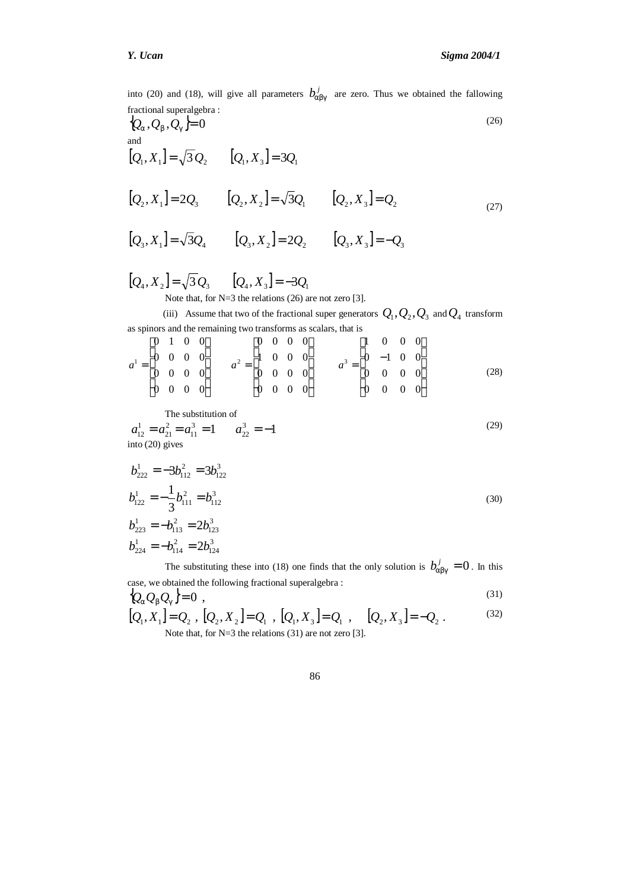into (20) and (18), will give all parameters $b^j_{\alpha\beta\gamma}$ are zero. Thus we obtained the fallowing fractional superalgebra :

$$\{Q_\alpha, Q_\beta, Q_\gamma\} = 0 \tag{26}$$

and

$$
\begin{aligned}
&[Q_1, X_1] = \sqrt{3}Q_2 \qquad [Q_1, X_3] = 3Q_1 \\
&[Q_2, X_1] = 2Q_3 \qquad [Q_2, X_2] = \sqrt{3}Q_1 \qquad [Q_2, X_3] = Q_2 \\
&[Q_3, X_1] = \sqrt{3}Q_4 \qquad [Q_3, X_2] = 2Q_2 \qquad [Q_3, X_3] = -Q_3 \\
&[Q_4, X_2] = \sqrt{3}Q_3 \qquad [Q_4, X_3] = -3Q_1
\end{aligned}
\tag{27}
$$

Note that, for N=3 the relations (26) are not zero [3].

(iii) Assume that two of the fractional super generators $Q_1, Q_2, Q_3$ and $Q_4$ transform as spinors and the remaining two transforms as scalars, that is

$$
a^1 = \begin{pmatrix} 0 & 1 & 0 & 0 \\ 0 & 0 & 0 & 0 \\ 0 & 0 & 0 & 0 \\ 0 & 0 & 0 & 0 \end{pmatrix} \qquad
a^2 = \begin{pmatrix} 0 & 0 & 0 & 0 \\ 1 & 0 & 0 & 0 \\ 0 & 0 & 0 & 0 \\ 0 & 0 & 0 & 0 \end{pmatrix} \qquad
a^3 = \begin{pmatrix} 1 & 0 & 0 & 0 \\ 0 & -1 & 0 & 0 \\ 0 & 0 & 0 & 0 \\ 0 & 0 & 0 & 0 \end{pmatrix}
\tag{28}
$$

The substitution of

$$a^1_{12} = a^2_{21} = a^3_{11} = 1 \qquad a^3_{22} = -1 \tag{29}$$

into (20) gives

$$
\begin{aligned}
b^1_{222} &= -3b^2_{112} = 3b^3_{122} \\
b^1_{122} &= -\frac{1}{3}b^2_{111} = b^3_{112} \\
b^1_{223} &= -b^2_{113} = 2b^3_{123} \\
b^1_{224} &= -b^2_{114} = 2b^3_{124}
\end{aligned}
\tag{30}
$$

The substituting these into (18) one finds that the only solution is $b^j_{\alpha\beta\gamma} = 0$. In this case, we obtained the following fractional superalgebra :

$$\{Q_\alpha Q_\beta Q_\gamma\} = 0 \ , \tag{31}$$

$$[Q_1, X_1] = Q_2 \ , \ [Q_2, X_2] = Q_1 \ , \ [Q_1, X_3] = Q_1 \ , \quad [Q_2, X_3] = -Q_2 \ . \tag{32}$$

Note that, for N=3 the relations (31) are not zero [3].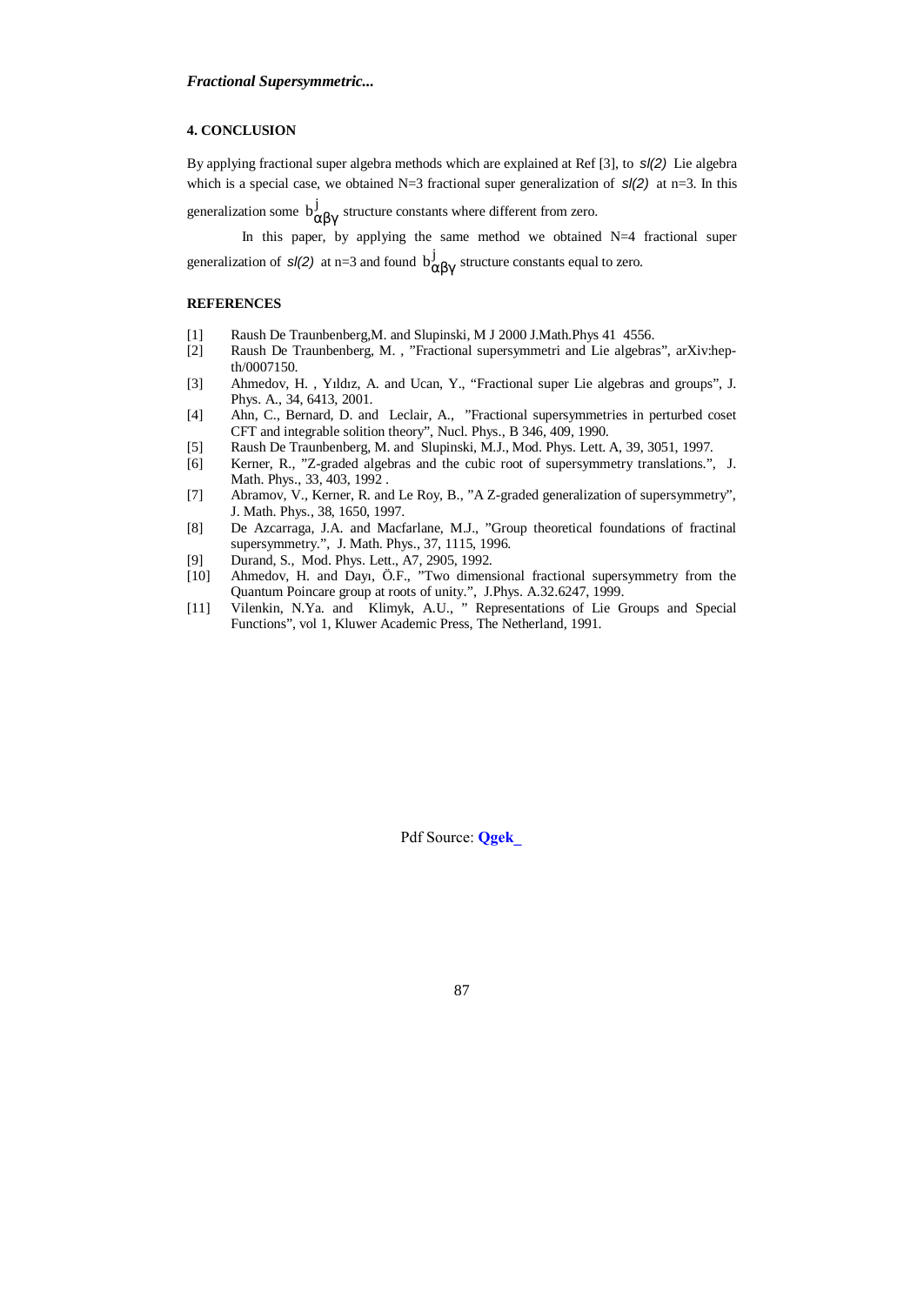## 4. CONCLUSION

By applying fractional super algebra methods which are explained at Ref [3], to *sl(2)* Lie algebra which is a special case, we obtained N=3 fractional super generalization of *sl(2)* at n=3. In this generalization some $b^{j}_{\alpha\beta\gamma}$ structure constants where different from zero.

In this paper, by applying the same method we obtained N=4 fractional super generalization of *sl(2)* at n=3 and found $b^{j}_{\alpha\beta\gamma}$ structure constants equal to zero.

## REFERENCES

[1] Raush De Traunbenberg,M. and Slupinski, M J 2000 J.Math.Phys 41 4556.

[2] Raush De Traunbenberg, M. , "Fractional supersymmetri and Lie algebras", arXiv:hep-th/0007150.

[3] Ahmedov, H. , Yıldız, A. and Ucan, Y., "Fractional super Lie algebras and groups", J. Phys. A., 34, 6413, 2001.

[4] Ahn, C., Bernard, D. and Leclair, A., "Fractional supersymmetries in perturbed coset CFT and integrable solition theory", Nucl. Phys., B 346, 409, 1990.

[5] Raush De Traunbenberg, M. and Slupinski, M.J., Mod. Phys. Lett. A, 39, 3051, 1997.

[6] Kerner, R., "Z-graded algebras and the cubic root of supersymmetry translations.", J. Math. Phys., 33, 403, 1992 .

[7] Abramov, V., Kerner, R. and Le Roy, B., "A Z-graded generalization of supersymmetry", J. Math. Phys., 38, 1650, 1997.

[8] De Azcarraga, J.A. and Macfarlane, M.J., "Group theoretical foundations of fractinal supersymmetry.", J. Math. Phys., 37, 1115, 1996.

[9] Durand, S., Mod. Phys. Lett., A7, 2905, 1992.

[10] Ahmedov, H. and Dayı, Ö.F., "Two dimensional fractional supersymmetry from the Quantum Poincare group at roots of unity.", J.Phys. A.32.6247, 1999.

[11] Vilenkin, N.Ya. and Klimyk, A.U., " Representations of Lie Groups and Special Functions", vol 1, Kluwer Academic Press, The Netherland, 1991.

Pdf Source: **Qgek_**